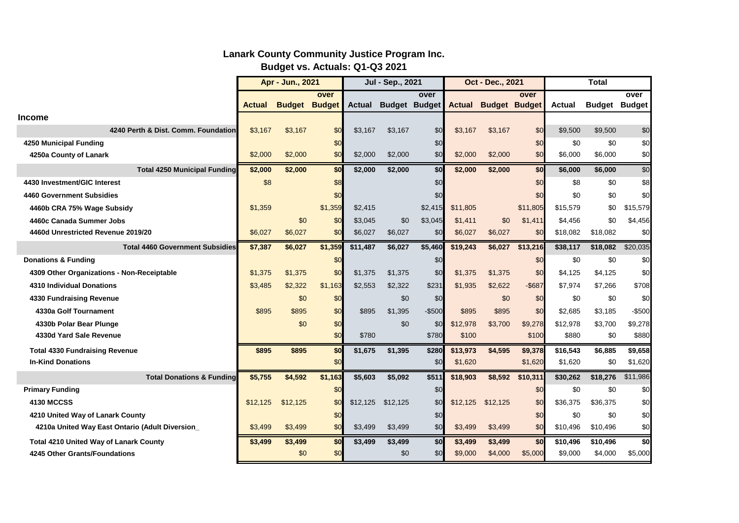## Lanark County Community Justice Program Inc.

### Budget vs. Actuals: Q1-Q3 2021

| | Apr - Jun., 2021 | | | Jul - Sep., 2021 | | | Oct - Dec., 2021 | | | Total | | |
|---|---|---|---|---|---|---|---|---|---|---|---|---|
| | Actual | Budget | over Budget | Actual | Budget | over Budget | Actual | Budget | over Budget | Actual | Budget | over Budget |
| **Income** | | | | | | | | | | | | |
| **4240 Perth & Dist. Comm. Foundation** | $3,167 | $3,167 | $0 | $3,167 | $3,167 | $0 | $3,167 | $3,167 | $0 | $9,500 | $9,500 | $0 |
| **4250 Municipal Funding** | | | $0 | | | $0 | | | $0 | $0 | $0 | $0 |
| **4250a County of Lanark** | $2,000 | $2,000 | $0 | $2,000 | $2,000 | $0 | $2,000 | $2,000 | $0 | $6,000 | $6,000 | $0 |
| **Total 4250 Municipal Funding** | **$2,000** | **$2,000** | **$0** | **$2,000** | **$2,000** | **$0** | **$2,000** | **$2,000** | **$0** | **$6,000** | **$6,000** | $0 |
| **4430 Investment/GIC Interest** | $8 | | $8 | | | $0 | | | $0 | $8 | $0 | $8 |
| **4460 Government Subsidies** | | | $0 | | | $0 | | | $0 | $0 | $0 | $0 |
| **4460b CRA 75% Wage Subsidy** | $1,359 | | $1,359 | $2,415 | | $2,415 | $11,805 | | $11,805 | $15,579 | $0 | $15,579 |
| **4460c Canada Summer Jobs** | | $0 | $0 | $3,045 | $0 | $3,045 | $1,411 | $0 | $1,411 | $4,456 | $0 | $4,456 |
| **4460d Unrestricted Revenue 2019/20** | $6,027 | $6,027 | $0 | $6,027 | $6,027 | $0 | $6,027 | $6,027 | $0 | $18,082 | $18,082 | $0 |
| **Total 4460 Government Subsidies** | **$7,387** | **$6,027** | **$1,359** | **$11,487** | **$6,027** | **$5,460** | **$19,243** | **$6,027** | **$13,216** | **$38,117** | **$18,082** | $20,035 |
| **Donations & Funding** | | | $0 | | | $0 | | | $0 | $0 | $0 | $0 |
| **4309 Other Organizations - Non-Receiptable** | $1,375 | $1,375 | $0 | $1,375 | $1,375 | $0 | $1,375 | $1,375 | $0 | $4,125 | $4,125 | $0 |
| **4310 Individual Donations** | $3,485 | $2,322 | $1,163 | $2,553 | $2,322 | $231 | $1,935 | $2,622 | -$687 | $7,974 | $7,266 | $708 |
| **4330 Fundraising Revenue** | | $0 | $0 | | $0 | $0 | | $0 | $0 | $0 | $0 | $0 |
| **4330a Golf Tournament** | $895 | $895 | $0 | $895 | $1,395 | -$500 | $895 | $895 | $0 | $2,685 | $3,185 | -$500 |
| **4330b Polar Bear Plunge** | | $0 | $0 | | $0 | $0 | $12,978 | $3,700 | $9,278 | $12,978 | $3,700 | $9,278 |
| **4330d Yard Sale Revenue** | | | $0 | $780 | | $780 | $100 | | $100 | $880 | $0 | $880 |
| **Total 4330 Fundraising Revenue** | **$895** | **$895** | **$0** | **$1,675** | **$1,395** | **$280** | **$13,973** | **$4,595** | **$9,378** | **$16,543** | **$6,885** | **$9,658** |
| **In-Kind Donations** | | | $0 | | | $0 | $1,620 | | $1,620 | $1,620 | $0 | $1,620 |
| **Total Donations & Funding** | **$5,755** | **$4,592** | **$1,163** | **$5,603** | **$5,092** | **$511** | **$18,903** | **$8,592** | **$10,311** | **$30,262** | **$18,276** | $11,986 |
| **Primary Funding** | | | $0 | | | $0 | | | $0 | $0 | $0 | $0 |
| **4130 MCCSS** | $12,125 | $12,125 | $0 | $12,125 | $12,125 | $0 | $12,125 | $12,125 | $0 | $36,375 | $36,375 | $0 |
| **4210 United Way of Lanark County** | | | $0 | | | $0 | | | $0 | $0 | $0 | $0 |
| **4210a United Way East Ontario (Adult Diversion_** | $3,499 | $3,499 | $0 | $3,499 | $3,499 | $0 | $3,499 | $3,499 | $0 | $10,496 | $10,496 | $0 |
| **Total 4210 United Way of Lanark County** | **$3,499** | **$3,499** | **$0** | **$3,499** | **$3,499** | **$0** | **$3,499** | **$3,499** | **$0** | **$10,496** | **$10,496** | **$0** |
| **4245 Other Grants/Foundations** | | $0 | $0 | | $0 | $0 | $9,000 | $4,000 | $5,000 | $9,000 | $4,000 | $5,000 |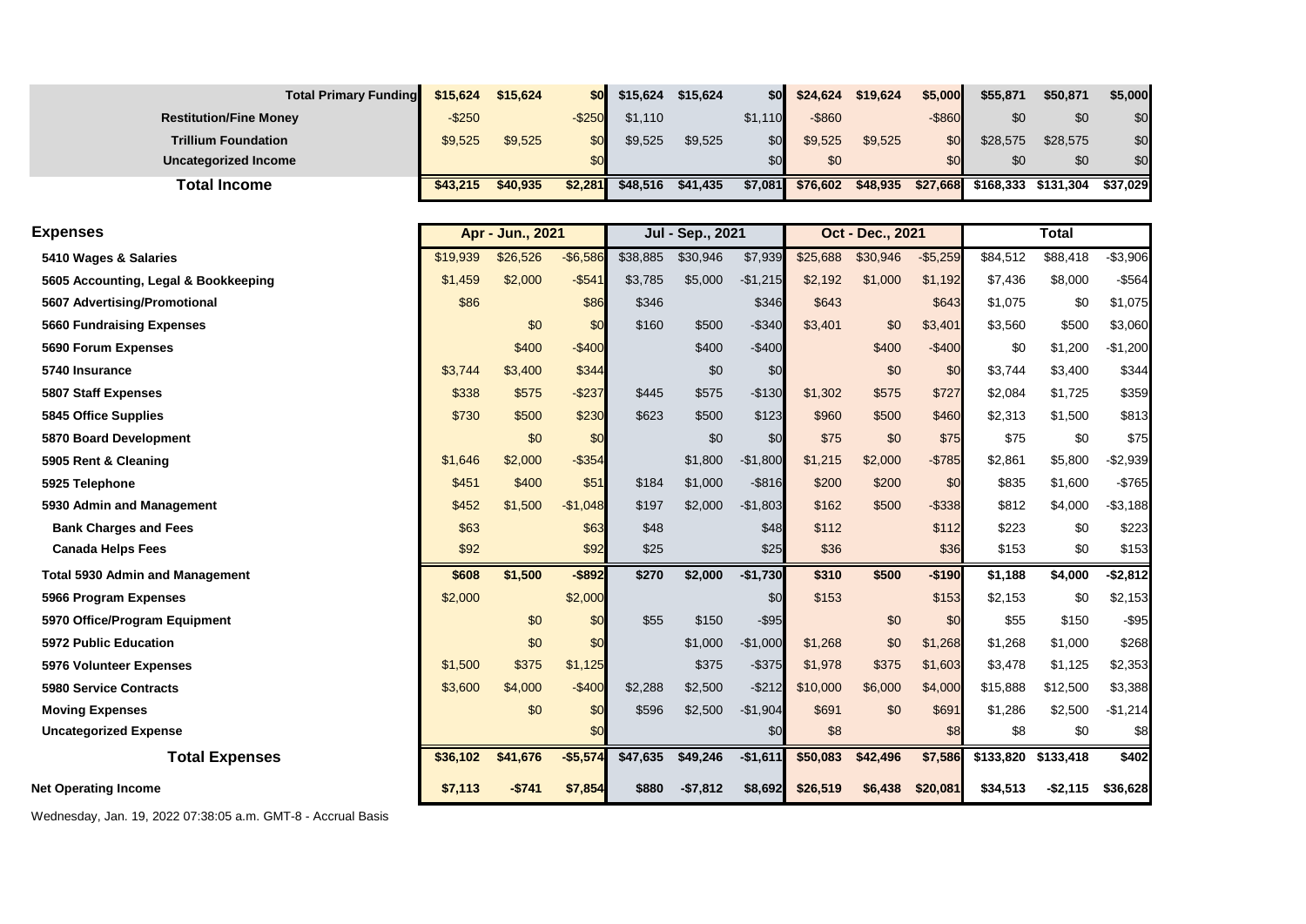| | | | | | | | | | | | | |
|---|---|---|---|---|---|---|---|---|---|---|---|---|
| **Total Primary Funding** | **$15,624** | **$15,624** | **$0** | **$15,624** | **$15,624** | **$0** | **$24,624** | **$19,624** | **$5,000** | **$55,871** | **$50,871** | **$5,000** |
| **Restitution/Fine Money** | -$250 | | -$250 | $1,110 | | $1,110 | -$860 | | -$860 | $0 | $0 | $0 |
| **Trillium Foundation** | $9,525 | $9,525 | $0 | $9,525 | $9,525 | $0 | $9,525 | $9,525 | $0 | $28,575 | $28,575 | $0 |
| **Uncategorized Income** | | | $0 | | | $0 | $0 | | $0 | $0 | $0 | $0 |
| **Total Income** | **$43,215** | **$40,935** | **$2,281** | **$48,516** | **$41,435** | **$7,081** | **$76,602** | **$48,935** | **$27,668** | **$168,333** | **$131,304** | **$37,029** |

| **Expenses** | **Apr - Jun., 2021** | | | **Jul - Sep., 2021** | | | **Oct - Dec., 2021** | | | **Total** | | |
|---|---|---|---|---|---|---|---|---|---|---|---|---|
| **5410 Wages & Salaries** | $19,939 | $26,526 | -$6,586 | $38,885 | $30,946 | $7,939 | $25,688 | $30,946 | -$5,259 | $84,512 | $88,418 | -$3,906 |
| **5605 Accounting, Legal & Bookkeeping** | $1,459 | $2,000 | -$541 | $3,785 | $5,000 | -$1,215 | $2,192 | $1,000 | $1,192 | $7,436 | $8,000 | -$564 |
| **5607 Advertising/Promotional** | $86 | | $86 | $346 | | $346 | $643 | | $643 | $1,075 | $0 | $1,075 |
| **5660 Fundraising Expenses** | | $0 | $0 | $160 | $500 | -$340 | $3,401 | $0 | $3,401 | $3,560 | $500 | $3,060 |
| **5690 Forum Expenses** | | $400 | -$400 | | $400 | -$400 | | $400 | -$400 | $0 | $1,200 | -$1,200 |
| **5740 Insurance** | $3,744 | $3,400 | $344 | | $0 | $0 | | $0 | $0 | $3,744 | $3,400 | $344 |
| **5807 Staff Expenses** | $338 | $575 | -$237 | $445 | $575 | -$130 | $1,302 | $575 | $727 | $2,084 | $1,725 | $359 |
| **5845 Office Supplies** | $730 | $500 | $230 | $623 | $500 | $123 | $960 | $500 | $460 | $2,313 | $1,500 | $813 |
| **5870 Board Development** | | $0 | $0 | | $0 | $0 | $75 | $0 | $75 | $75 | $0 | $75 |
| **5905 Rent & Cleaning** | $1,646 | $2,000 | -$354 | | $1,800 | -$1,800 | $1,215 | $2,000 | -$785 | $2,861 | $5,800 | -$2,939 |
| **5925 Telephone** | $451 | $400 | $51 | $184 | $1,000 | -$816 | $200 | $200 | $0 | $835 | $1,600 | -$765 |
| **5930 Admin and Management** | $452 | $1,500 | -$1,048 | $197 | $2,000 | -$1,803 | $162 | $500 | -$338 | $812 | $4,000 | -$3,188 |
| **Bank Charges and Fees** | $63 | | $63 | $48 | | $48 | $112 | | $112 | $223 | $0 | $223 |
| **Canada Helps Fees** | $92 | | $92 | $25 | | $25 | $36 | | $36 | $153 | $0 | $153 |
| **Total 5930 Admin and Management** | **$608** | **$1,500** | **-$892** | **$270** | **$2,000** | **-$1,730** | **$310** | **$500** | **-$190** | **$1,188** | **$4,000** | **-$2,812** |
| **5966 Program Expenses** | $2,000 | | $2,000 | | | $0 | $153 | | $153 | $2,153 | $0 | $2,153 |
| **5970 Office/Program Equipment** | | $0 | $0 | $55 | $150 | -$95 | | $0 | $0 | $55 | $150 | -$95 |
| **5972 Public Education** | | $0 | $0 | | $1,000 | -$1,000 | $1,268 | $0 | $1,268 | $1,268 | $1,000 | $268 |
| **5976 Volunteer Expenses** | $1,500 | $375 | $1,125 | | $375 | -$375 | $1,978 | $375 | $1,603 | $3,478 | $1,125 | $2,353 |
| **5980 Service Contracts** | $3,600 | $4,000 | -$400 | $2,288 | $2,500 | -$212 | $10,000 | $6,000 | $4,000 | $15,888 | $12,500 | $3,388 |
| **Moving Expenses** | | $0 | $0 | $596 | $2,500 | -$1,904 | $691 | $0 | $691 | $1,286 | $2,500 | -$1,214 |
| **Uncategorized Expense** | | | $0 | | | $0 | $8 | | $8 | $8 | $0 | $8 |
| **Total Expenses** | **$36,102** | **$41,676** | **-$5,574** | **$47,635** | **$49,246** | **-$1,611** | **$50,083** | **$42,496** | **$7,586** | **$133,820** | **$133,418** | **$402** |
| **Net Operating Income** | **$7,113** | **-$741** | **$7,854** | **$880** | **-$7,812** | **$8,692** | **$26,519** | **$6,438** | **$20,081** | **$34,513** | **-$2,115** | **$36,628** |

Wednesday, Jan. 19, 2022 07:38:05 a.m. GMT-8 - Accrual Basis